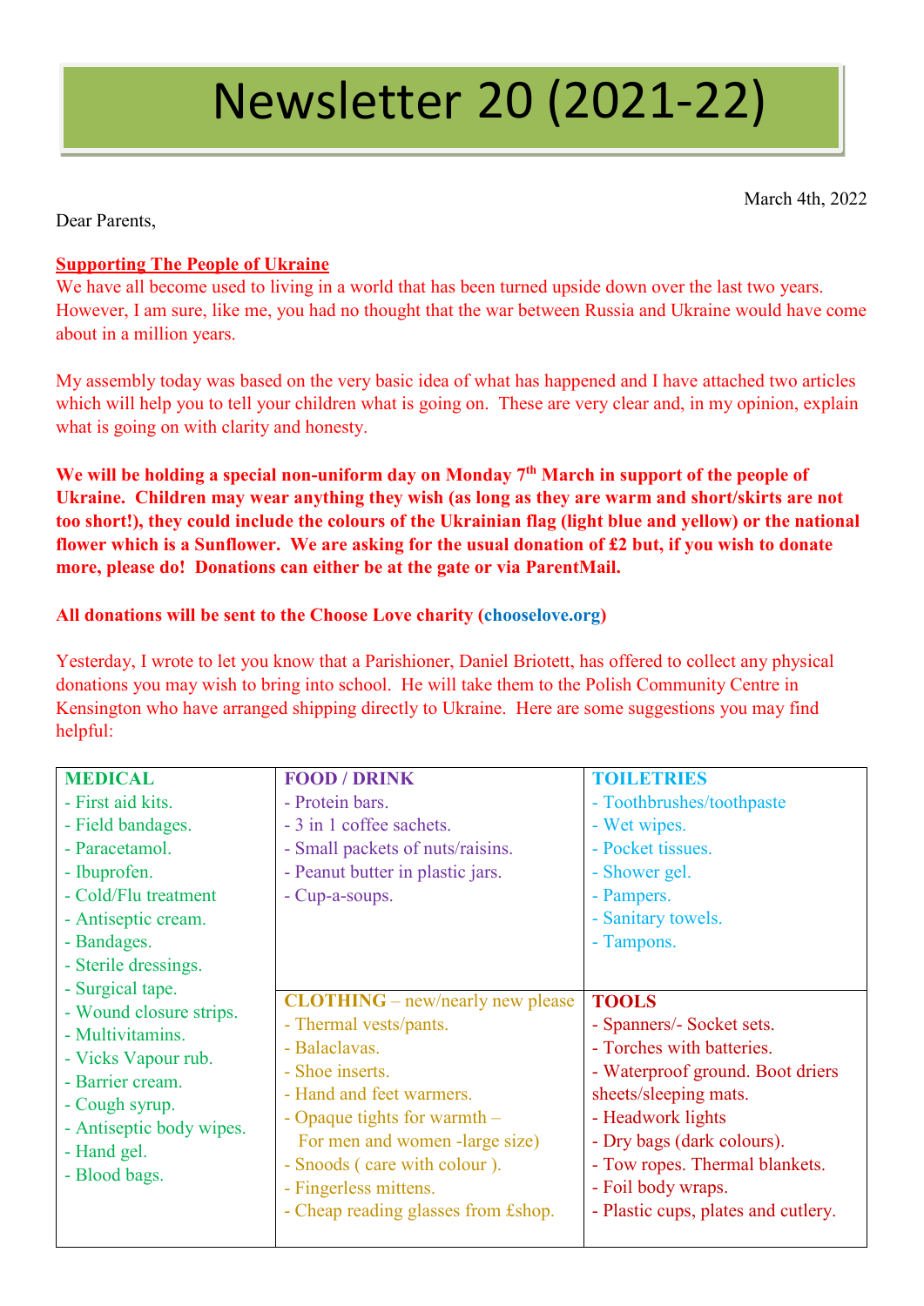# Newsletter 20 (2021-22)

March 4th, 2022

Dear Parents,

**Supporting The People of Ukraine**

We have all become used to living in a world that has been turned upside down over the last two years. However, I am sure, like me, you had no thought that the war between Russia and Ukraine would have come about in a million years.

My assembly today was based on the very basic idea of what has happened and I have attached two articles which will help you to tell your children what is going on. These are very clear and, in my opinion, explain what is going on with clarity and honesty.

**We will be holding a special non-uniform day on Monday 7th March in support of the people of Ukraine. Children may wear anything they wish (as long as they are warm and short/skirts are not too short!), they could include the colours of the Ukrainian flag (light blue and yellow) or the national flower which is a Sunflower. We are asking for the usual donation of £2 but, if you wish to donate more, please do! Donations can either be at the gate or via ParentMail.**

**All donations will be sent to the Choose Love charity (chooselove.org)**

Yesterday, I wrote to let you know that a Parishioner, Daniel Briotett, has offered to collect any physical donations you may wish to bring into school. He will take them to the Polish Community Centre in Kensington who have arranged shipping directly to Ukraine. Here are some suggestions you may find helpful:

| **MEDICAL** | **FOOD / DRINK** | **TOILETRIES** |
|---|---|---|
| - First aid kits.<br>- Field bandages.<br>- Paracetamol.<br>- Ibuprofen.<br>- Cold/Flu treatment<br>- Antiseptic cream.<br>- Bandages.<br>- Sterile dressings.<br>- Surgical tape.<br>- Wound closure strips.<br>- Multivitamins.<br>- Vicks Vapour rub.<br>- Barrier cream.<br>- Cough syrup.<br>- Antiseptic body wipes.<br>- Hand gel.<br>- Blood bags. | - Protein bars.<br>- 3 in 1 coffee sachets.<br>- Small packets of nuts/raisins.<br>- Peanut butter in plastic jars.<br>- Cup-a-soups.<br><br>**CLOTHING** – new/nearly new please<br>- Thermal vests/pants.<br>- Balaclavas.<br>- Shoe inserts.<br>- Hand and feet warmers.<br>- Opaque tights for warmth – For men and women -large size)<br>- Snoods ( care with colour ).<br>- Fingerless mittens.<br>- Cheap reading glasses from £shop. | - Toothbrushes/toothpaste<br>- Wet wipes.<br>- Pocket tissues.<br>- Shower gel.<br>- Pampers.<br>- Sanitary towels.<br>- Tampons.<br><br>**TOOLS**<br>- Spanners/- Socket sets.<br>- Torches with batteries.<br>- Waterproof ground. Boot driers sheets/sleeping mats.<br>- Headwork lights<br>- Dry bags (dark colours).<br>- Tow ropes. Thermal blankets.<br>- Foil body wraps.<br>- Plastic cups, plates and cutlery. |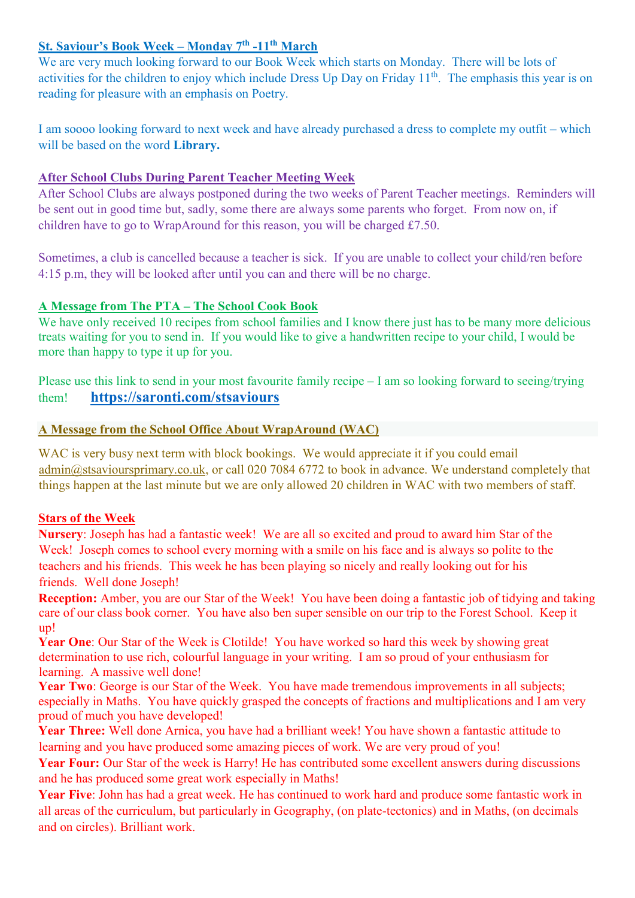### St. Saviour's Book Week – Monday 7th -11th March

We are very much looking forward to our Book Week which starts on Monday. There will be lots of activities for the children to enjoy which include Dress Up Day on Friday 11th. The emphasis this year is on reading for pleasure with an emphasis on Poetry.

I am soooo looking forward to next week and have already purchased a dress to complete my outfit – which will be based on the word **Library.**

### After School Clubs During Parent Teacher Meeting Week

After School Clubs are always postponed during the two weeks of Parent Teacher meetings. Reminders will be sent out in good time but, sadly, some there are always some parents who forget. From now on, if children have to go to WrapAround for this reason, you will be charged £7.50.

Sometimes, a club is cancelled because a teacher is sick. If you are unable to collect your child/ren before 4:15 p.m, they will be looked after until you can and there will be no charge.

### A Message from The PTA – The School Cook Book

We have only received 10 recipes from school families and I know there just has to be many more delicious treats waiting for you to send in. If you would like to give a handwritten recipe to your child, I would be more than happy to type it up for you.

Please use this link to send in your most favourite family recipe – I am so looking forward to seeing/trying them! **https://saronti.com/stsaviours**

### A Message from the School Office About WrapAround (WAC)

WAC is very busy next term with block bookings. We would appreciate it if you could email admin@stsavioursprimary.co.uk, or call 020 7084 6772 to book in advance. We understand completely that things happen at the last minute but we are only allowed 20 children in WAC with two members of staff.

### Stars of the Week

**Nursery**: Joseph has had a fantastic week! We are all so excited and proud to award him Star of the Week! Joseph comes to school every morning with a smile on his face and is always so polite to the teachers and his friends. This week he has been playing so nicely and really looking out for his friends. Well done Joseph!

**Reception:** Amber, you are our Star of the Week! You have been doing a fantastic job of tidying and taking care of our class book corner. You have also ben super sensible on our trip to the Forest School. Keep it up!

**Year One**: Our Star of the Week is Clotilde! You have worked so hard this week by showing great determination to use rich, colourful language in your writing. I am so proud of your enthusiasm for learning. A massive well done!

**Year Two**: George is our Star of the Week. You have made tremendous improvements in all subjects; especially in Maths. You have quickly grasped the concepts of fractions and multiplications and I am very proud of much you have developed!

**Year Three:** Well done Arnica, you have had a brilliant week! You have shown a fantastic attitude to learning and you have produced some amazing pieces of work. We are very proud of you!

**Year Four:** Our Star of the week is Harry! He has contributed some excellent answers during discussions and he has produced some great work especially in Maths!

**Year Five**: John has had a great week. He has continued to work hard and produce some fantastic work in all areas of the curriculum, but particularly in Geography, (on plate-tectonics) and in Maths, (on decimals and on circles). Brilliant work.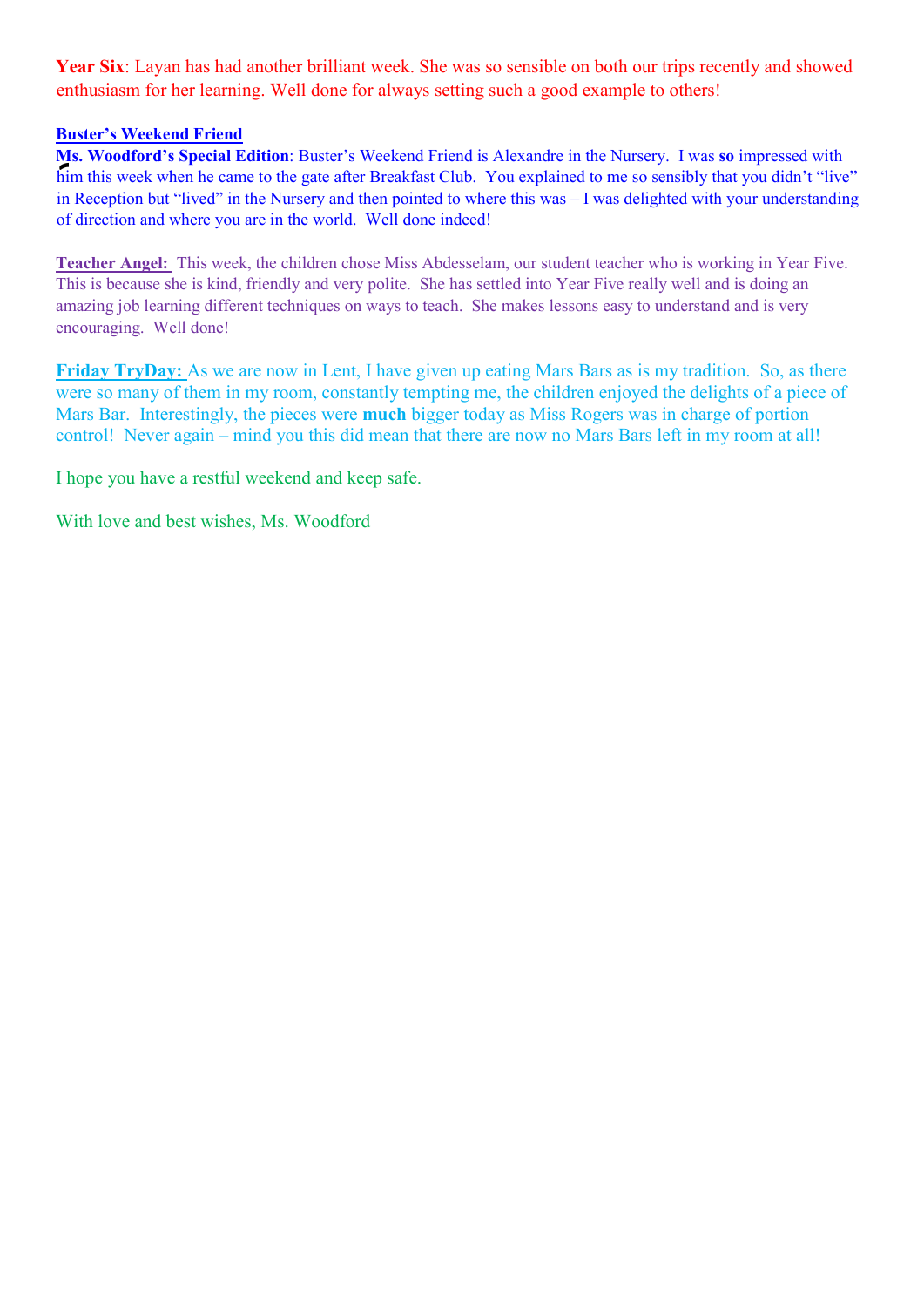**Year Six**: Layan has had another brilliant week. She was so sensible on both our trips recently and showed enthusiasm for her learning. Well done for always setting such a good example to others!

**Buster's Weekend Friend**

**Ms. Woodford's Special Edition**: Buster's Weekend Friend is Alexandre in the Nursery. I was **so** impressed with him this week when he came to the gate after Breakfast Club. You explained to me so sensibly that you didn't "live" in Reception but "lived" in the Nursery and then pointed to where this was – I was delighted with your understanding of direction and where you are in the world. Well done indeed!

**Teacher Angel:** This week, the children chose Miss Abdesselam, our student teacher who is working in Year Five. This is because she is kind, friendly and very polite. She has settled into Year Five really well and is doing an amazing job learning different techniques on ways to teach. She makes lessons easy to understand and is very encouraging. Well done!

**Friday TryDay:** As we are now in Lent, I have given up eating Mars Bars as is my tradition. So, as there were so many of them in my room, constantly tempting me, the children enjoyed the delights of a piece of Mars Bar. Interestingly, the pieces were **much** bigger today as Miss Rogers was in charge of portion control! Never again – mind you this did mean that there are now no Mars Bars left in my room at all!

I hope you have a restful weekend and keep safe.

With love and best wishes, Ms. Woodford